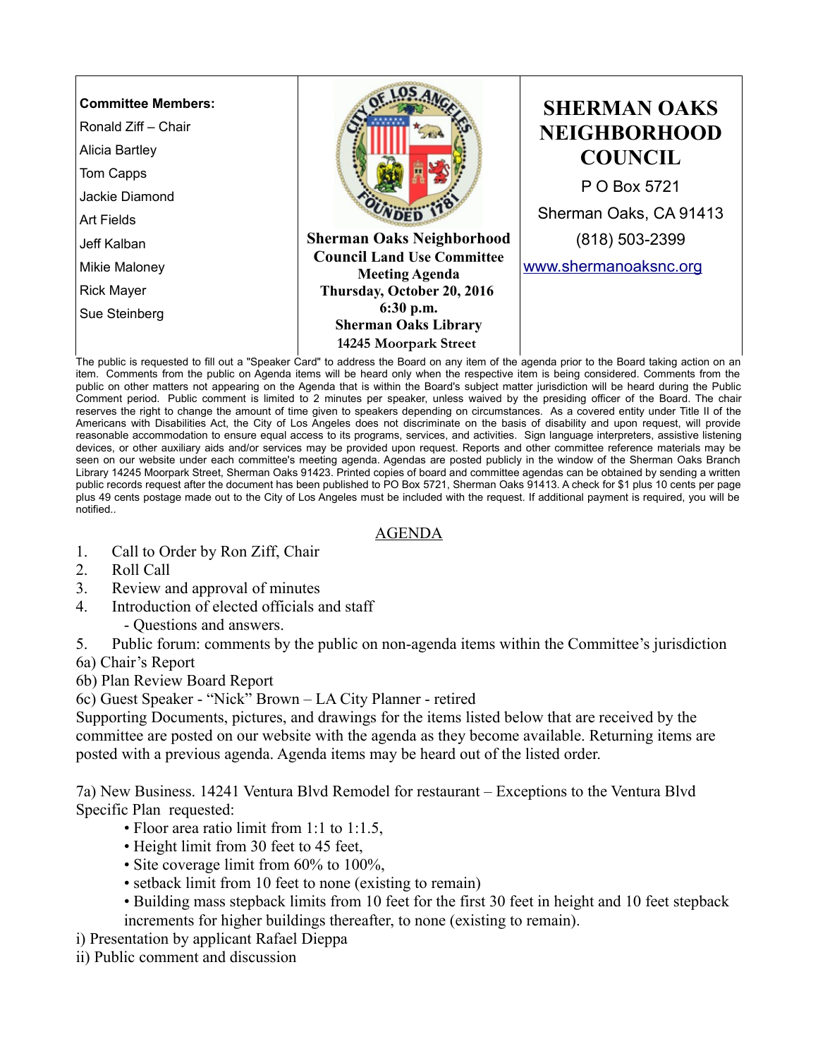**Committee Members:**

Ronald Ziff – Chair
Alicia Bartley
Tom Capps
Jackie Diamond
Art Fields
Jeff Kalban
Mikie Maloney
Rick Mayer
Sue Steinberg

**Sherman Oaks Neighborhood Council Land Use Committee Meeting Agenda**
**Thursday, October 20, 2016**
**6:30 p.m.**
**Sherman Oaks Library**
**14245 Moorpark Street**

# SHERMAN OAKS NEIGHBORHOOD COUNCIL

P O Box 5721
Sherman Oaks, CA 91413
(818) 503-2399
www.shermanoaksnc.org

The public is requested to fill out a "Speaker Card" to address the Board on any item of the agenda prior to the Board taking action on an item. Comments from the public on Agenda items will be heard only when the respective item is being considered. Comments from the public on other matters not appearing on the Agenda that is within the Board's subject matter jurisdiction will be heard during the Public Comment period. Public comment is limited to 2 minutes per speaker, unless waived by the presiding officer of the Board. The chair reserves the right to change the amount of time given to speakers depending on circumstances. As a covered entity under Title II of the Americans with Disabilities Act, the City of Los Angeles does not discriminate on the basis of disability and upon request, will provide reasonable accommodation to ensure equal access to its programs, services, and activities. Sign language interpreters, assistive listening devices, or other auxiliary aids and/or services may be provided upon request. Reports and other committee reference materials may be seen on our website under each committee's meeting agenda. Agendas are posted publicly in the window of the Sherman Oaks Branch Library 14245 Moorpark Street, Sherman Oaks 91423. Printed copies of board and committee agendas can be obtained by sending a written public records request after the document has been published to PO Box 5721, Sherman Oaks 91413. A check for $1 plus 10 cents per page plus 49 cents postage made out to the City of Los Angeles must be included with the request. If additional payment is required, you will be notified..

## AGENDA

1. Call to Order by Ron Ziff, Chair
2. Roll Call
3. Review and approval of minutes
4. Introduction of elected officials and staff
   - Questions and answers.
5. Public forum: comments by the public on non-agenda items within the Committee's jurisdiction

6a) Chair's Report
6b) Plan Review Board Report
6c) Guest Speaker - "Nick" Brown – LA City Planner - retired

Supporting Documents, pictures, and drawings for the items listed below that are received by the committee are posted on our website with the agenda as they become available. Returning items are posted with a previous agenda. Agenda items may be heard out of the listed order.

7a) New Business. 14241 Ventura Blvd Remodel for restaurant – Exceptions to the Ventura Blvd Specific Plan requested:

- Floor area ratio limit from 1:1 to 1:1.5,
- Height limit from 30 feet to 45 feet,
- Site coverage limit from 60% to 100%,
- setback limit from 10 feet to none (existing to remain)
- Building mass stepback limits from 10 feet for the first 30 feet in height and 10 feet stepback increments for higher buildings thereafter, to none (existing to remain).

i) Presentation by applicant Rafael Dieppa
ii) Public comment and discussion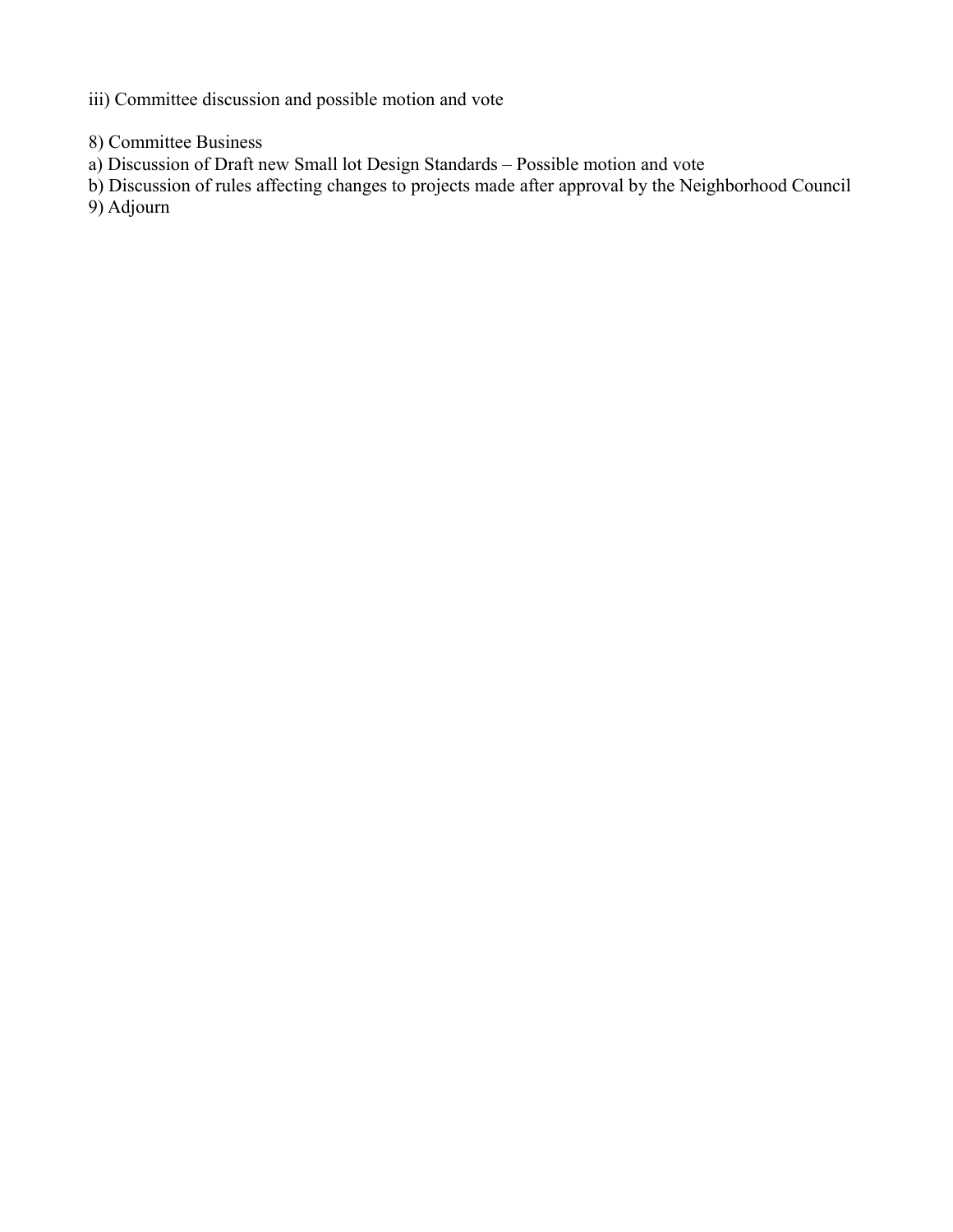iii) Committee discussion and possible motion and vote

8) Committee Business
a) Discussion of Draft new Small lot Design Standards – Possible motion and vote
b) Discussion of rules affecting changes to projects made after approval by the Neighborhood Council
9) Adjourn